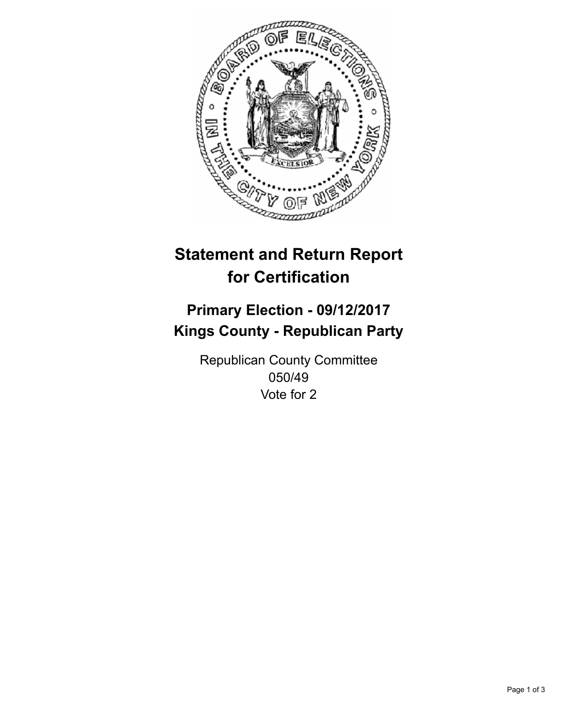# Statement and Return Report for Certification

## Primary Election - 09/12/2017
## Kings County - Republican Party

Republican County Committee
050/49
Vote for 2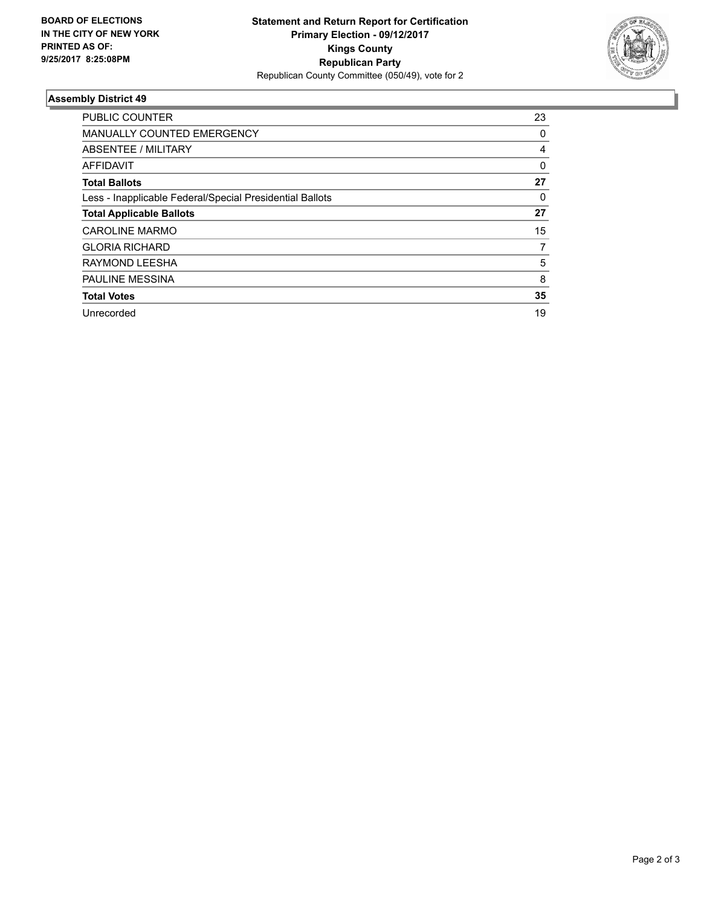**BOARD OF ELECTIONS IN THE CITY OF NEW YORK PRINTED AS OF: 9/25/2017 8:25:08PM**

**Statement and Return Report for Certification Primary Election - 09/12/2017 Kings County Republican Party**

Republican County Committee (050/49), vote for 2

### Assembly District 49

| | |
|---|---|
| PUBLIC COUNTER | 23 |
| MANUALLY COUNTED EMERGENCY | 0 |
| ABSENTEE / MILITARY | 4 |
| AFFIDAVIT | 0 |
| **Total Ballots** | **27** |
| Less - Inapplicable Federal/Special Presidential Ballots | 0 |
| **Total Applicable Ballots** | **27** |
| CAROLINE MARMO | 15 |
| GLORIA RICHARD | 7 |
| RAYMOND LEESHA | 5 |
| PAULINE MESSINA | 8 |
| **Total Votes** | **35** |
| Unrecorded | 19 |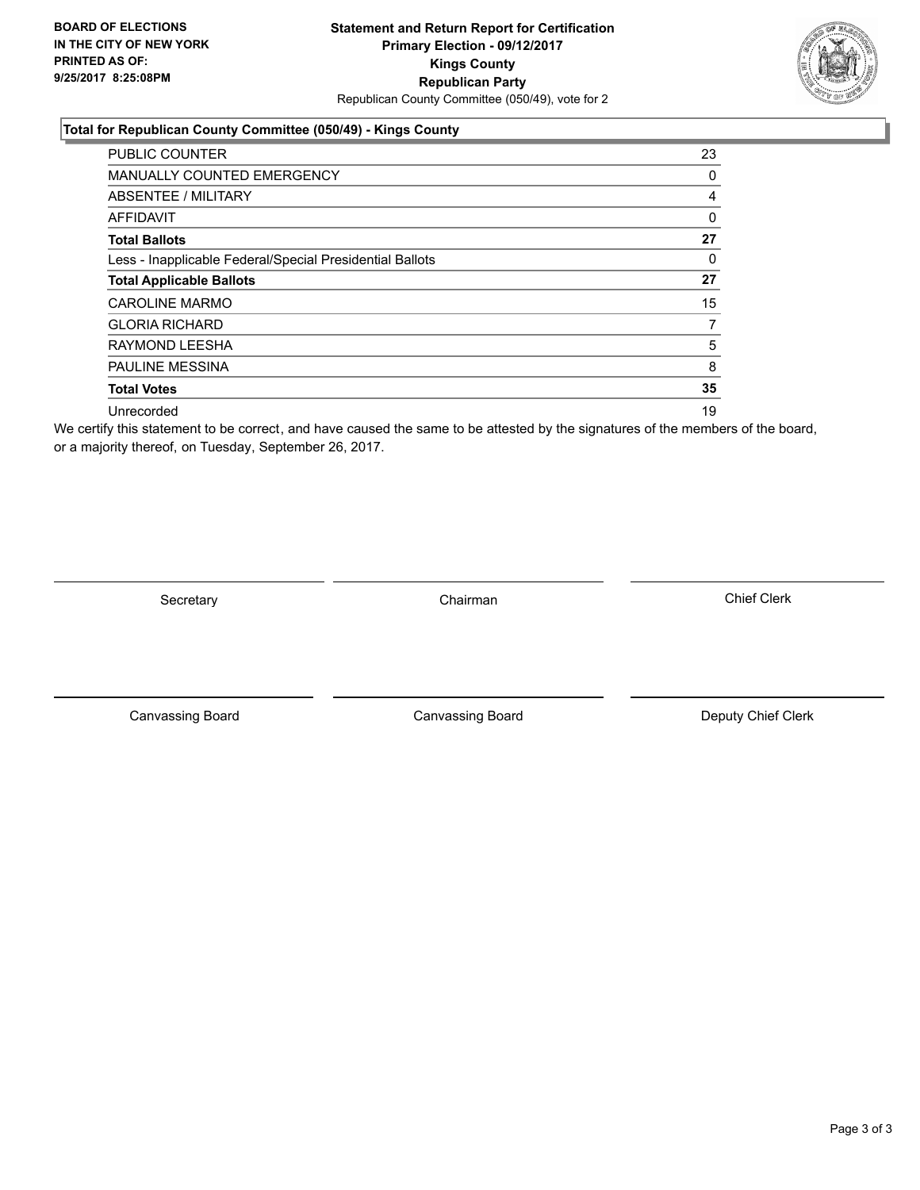**BOARD OF ELECTIONS IN THE CITY OF NEW YORK PRINTED AS OF: 9/25/2017 8:25:08PM**

**Statement and Return Report for Certification**
**Primary Election - 09/12/2017**
**Kings County**
**Republican Party**
Republican County Committee (050/49), vote for 2

**Total for Republican County Committee (050/49) - Kings County**

| | |
|---|---|
| PUBLIC COUNTER | 23 |
| MANUALLY COUNTED EMERGENCY | 0 |
| ABSENTEE / MILITARY | 4 |
| AFFIDAVIT | 0 |
| **Total Ballots** | **27** |
| Less - Inapplicable Federal/Special Presidential Ballots | 0 |
| **Total Applicable Ballots** | **27** |
| CAROLINE MARMO | 15 |
| GLORIA RICHARD | 7 |
| RAYMOND LEESHA | 5 |
| PAULINE MESSINA | 8 |
| **Total Votes** | **35** |
| Unrecorded | 19 |

We certify this statement to be correct, and have caused the same to be attested by the signatures of the members of the board, or a majority thereof, on Tuesday, September 26, 2017.

Secretary

Chairman

Chief Clerk

Canvassing Board

Canvassing Board

Deputy Chief Clerk